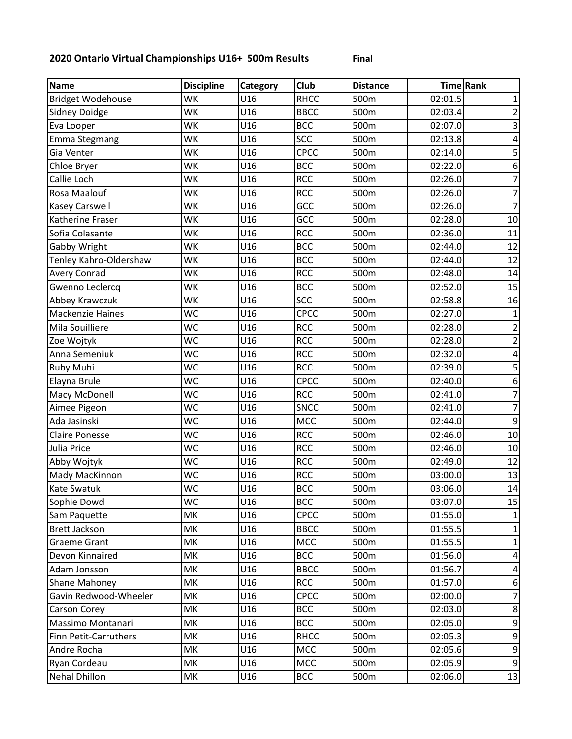**2020 Ontario Virtual Championships U16+ 500m Results** **Final**

| Name | Discipline | Category | Club | Distance | Time | Rank |
|---|---|---|---|---|---|---|
| Bridget Wodehouse | WK | U16 | RHCC | 500m | 02:01.5 | 1 |
| Sidney Doidge | WK | U16 | BBCC | 500m | 02:03.4 | 2 |
| Eva Looper | WK | U16 | BCC | 500m | 02:07.0 | 3 |
| Emma Stegmang | WK | U16 | SCC | 500m | 02:13.8 | 4 |
| Gia Venter | WK | U16 | CPCC | 500m | 02:14.0 | 5 |
| Chloe Bryer | WK | U16 | BCC | 500m | 02:22.0 | 6 |
| Callie Loch | WK | U16 | RCC | 500m | 02:26.0 | 7 |
| Rosa Maalouf | WK | U16 | RCC | 500m | 02:26.0 | 7 |
| Kasey Carswell | WK | U16 | GCC | 500m | 02:26.0 | 7 |
| Katherine Fraser | WK | U16 | GCC | 500m | 02:28.0 | 10 |
| Sofia Colasante | WK | U16 | RCC | 500m | 02:36.0 | 11 |
| Gabby Wright | WK | U16 | BCC | 500m | 02:44.0 | 12 |
| Tenley Kahro-Oldershaw | WK | U16 | BCC | 500m | 02:44.0 | 12 |
| Avery Conrad | WK | U16 | RCC | 500m | 02:48.0 | 14 |
| Gwenno Leclercq | WK | U16 | BCC | 500m | 02:52.0 | 15 |
| Abbey Krawczuk | WK | U16 | SCC | 500m | 02:58.8 | 16 |
| Mackenzie Haines | WC | U16 | CPCC | 500m | 02:27.0 | 1 |
| Mila Souilliere | WC | U16 | RCC | 500m | 02:28.0 | 2 |
| Zoe Wojtyk | WC | U16 | RCC | 500m | 02:28.0 | 2 |
| Anna Semeniuk | WC | U16 | RCC | 500m | 02:32.0 | 4 |
| Ruby Muhi | WC | U16 | RCC | 500m | 02:39.0 | 5 |
| Elayna Brule | WC | U16 | CPCC | 500m | 02:40.0 | 6 |
| Macy McDonell | WC | U16 | RCC | 500m | 02:41.0 | 7 |
| Aimee Pigeon | WC | U16 | SNCC | 500m | 02:41.0 | 7 |
| Ada Jasinski | WC | U16 | MCC | 500m | 02:44.0 | 9 |
| Claire Ponesse | WC | U16 | RCC | 500m | 02:46.0 | 10 |
| Julia Price | WC | U16 | RCC | 500m | 02:46.0 | 10 |
| Abby Wojtyk | WC | U16 | RCC | 500m | 02:49.0 | 12 |
| Mady MacKinnon | WC | U16 | RCC | 500m | 03:00.0 | 13 |
| Kate Swatuk | WC | U16 | BCC | 500m | 03:06.0 | 14 |
| Sophie Dowd | WC | U16 | BCC | 500m | 03:07.0 | 15 |
| Sam Paquette | MK | U16 | CPCC | 500m | 01:55.0 | 1 |
| Brett Jackson | MK | U16 | BBCC | 500m | 01:55.5 | 1 |
| Graeme Grant | MK | U16 | MCC | 500m | 01:55.5 | 1 |
| Devon Kinnaired | MK | U16 | BCC | 500m | 01:56.0 | 4 |
| Adam Jonsson | MK | U16 | BBCC | 500m | 01:56.7 | 4 |
| Shane Mahoney | MK | U16 | RCC | 500m | 01:57.0 | 6 |
| Gavin Redwood-Wheeler | MK | U16 | CPCC | 500m | 02:00.0 | 7 |
| Carson Corey | MK | U16 | BCC | 500m | 02:03.0 | 8 |
| Massimo Montanari | MK | U16 | BCC | 500m | 02:05.0 | 9 |
| Finn Petit-Carruthers | MK | U16 | RHCC | 500m | 02:05.3 | 9 |
| Andre Rocha | MK | U16 | MCC | 500m | 02:05.6 | 9 |
| Ryan Cordeau | MK | U16 | MCC | 500m | 02:05.9 | 9 |
| Nehal Dhillon | MK | U16 | BCC | 500m | 02:06.0 | 13 |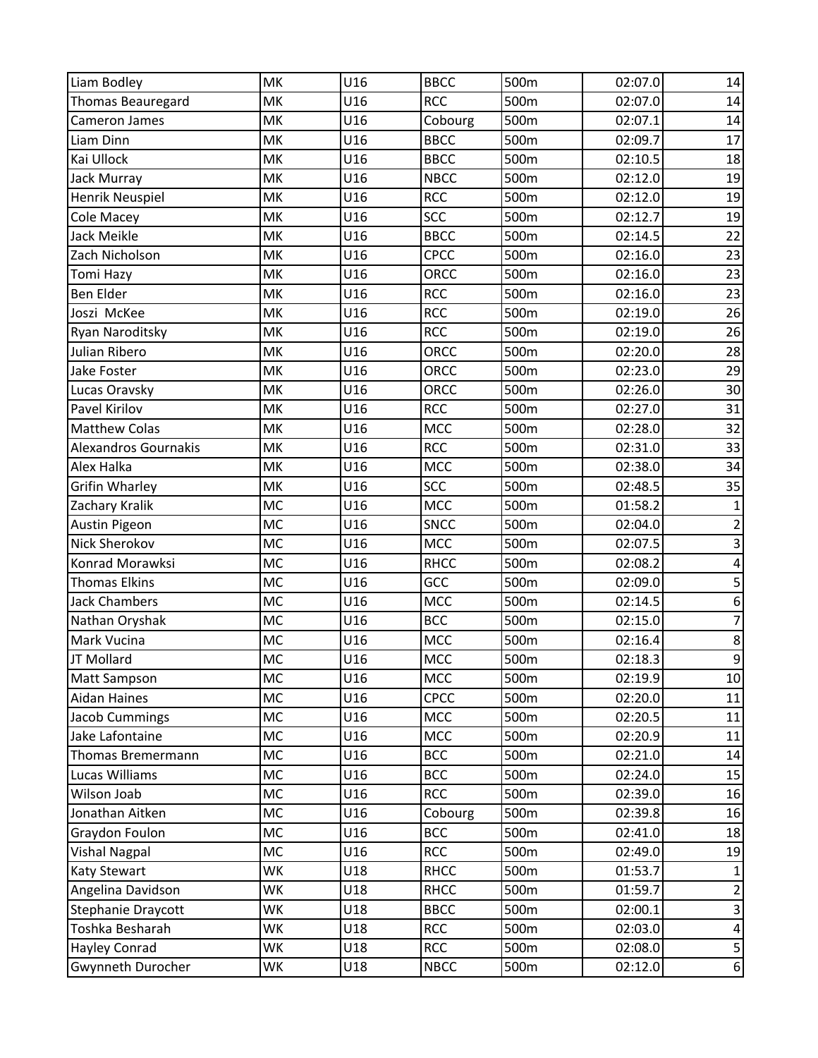| | | | | | | |
|---|---|---|---|---|---|---|
| Liam Bodley | MK | U16 | BBCC | 500m | 02:07.0 | 14 |
| Thomas Beauregard | MK | U16 | RCC | 500m | 02:07.0 | 14 |
| Cameron James | MK | U16 | Cobourg | 500m | 02:07.1 | 14 |
| Liam Dinn | MK | U16 | BBCC | 500m | 02:09.7 | 17 |
| Kai Ullock | MK | U16 | BBCC | 500m | 02:10.5 | 18 |
| Jack Murray | MK | U16 | NBCC | 500m | 02:12.0 | 19 |
| Henrik Neuspiel | MK | U16 | RCC | 500m | 02:12.0 | 19 |
| Cole Macey | MK | U16 | SCC | 500m | 02:12.7 | 19 |
| Jack Meikle | MK | U16 | BBCC | 500m | 02:14.5 | 22 |
| Zach Nicholson | MK | U16 | CPCC | 500m | 02:16.0 | 23 |
| Tomi Hazy | MK | U16 | ORCC | 500m | 02:16.0 | 23 |
| Ben Elder | MK | U16 | RCC | 500m | 02:16.0 | 23 |
| Joszi  McKee | MK | U16 | RCC | 500m | 02:19.0 | 26 |
| Ryan Naroditsky | MK | U16 | RCC | 500m | 02:19.0 | 26 |
| Julian Ribero | MK | U16 | ORCC | 500m | 02:20.0 | 28 |
| Jake Foster | MK | U16 | ORCC | 500m | 02:23.0 | 29 |
| Lucas Oravsky | MK | U16 | ORCC | 500m | 02:26.0 | 30 |
| Pavel Kirilov | MK | U16 | RCC | 500m | 02:27.0 | 31 |
| Matthew Colas | MK | U16 | MCC | 500m | 02:28.0 | 32 |
| Alexandros Gournakis | MK | U16 | RCC | 500m | 02:31.0 | 33 |
| Alex Halka | MK | U16 | MCC | 500m | 02:38.0 | 34 |
| Grifin Wharley | MK | U16 | SCC | 500m | 02:48.5 | 35 |
| Zachary Kralik | MC | U16 | MCC | 500m | 01:58.2 | 1 |
| Austin Pigeon | MC | U16 | SNCC | 500m | 02:04.0 | 2 |
| Nick Sherokov | MC | U16 | MCC | 500m | 02:07.5 | 3 |
| Konrad Morawksi | MC | U16 | RHCC | 500m | 02:08.2 | 4 |
| Thomas Elkins | MC | U16 | GCC | 500m | 02:09.0 | 5 |
| Jack Chambers | MC | U16 | MCC | 500m | 02:14.5 | 6 |
| Nathan Oryshak | MC | U16 | BCC | 500m | 02:15.0 | 7 |
| Mark Vucina | MC | U16 | MCC | 500m | 02:16.4 | 8 |
| JT Mollard | MC | U16 | MCC | 500m | 02:18.3 | 9 |
| Matt Sampson | MC | U16 | MCC | 500m | 02:19.9 | 10 |
| Aidan Haines | MC | U16 | CPCC | 500m | 02:20.0 | 11 |
| Jacob Cummings | MC | U16 | MCC | 500m | 02:20.5 | 11 |
| Jake Lafontaine | MC | U16 | MCC | 500m | 02:20.9 | 11 |
| Thomas Bremermann | MC | U16 | BCC | 500m | 02:21.0 | 14 |
| Lucas Williams | MC | U16 | BCC | 500m | 02:24.0 | 15 |
| Wilson Joab | MC | U16 | RCC | 500m | 02:39.0 | 16 |
| Jonathan Aitken | MC | U16 | Cobourg | 500m | 02:39.8 | 16 |
| Graydon Foulon | MC | U16 | BCC | 500m | 02:41.0 | 18 |
| Vishal Nagpal | MC | U16 | RCC | 500m | 02:49.0 | 19 |
| Katy Stewart | WK | U18 | RHCC | 500m | 01:53.7 | 1 |
| Angelina Davidson | WK | U18 | RHCC | 500m | 01:59.7 | 2 |
| Stephanie Draycott | WK | U18 | BBCC | 500m | 02:00.1 | 3 |
| Toshka Besharah | WK | U18 | RCC | 500m | 02:03.0 | 4 |
| Hayley Conrad | WK | U18 | RCC | 500m | 02:08.0 | 5 |
| Gwynneth Durocher | WK | U18 | NBCC | 500m | 02:12.0 | 6 |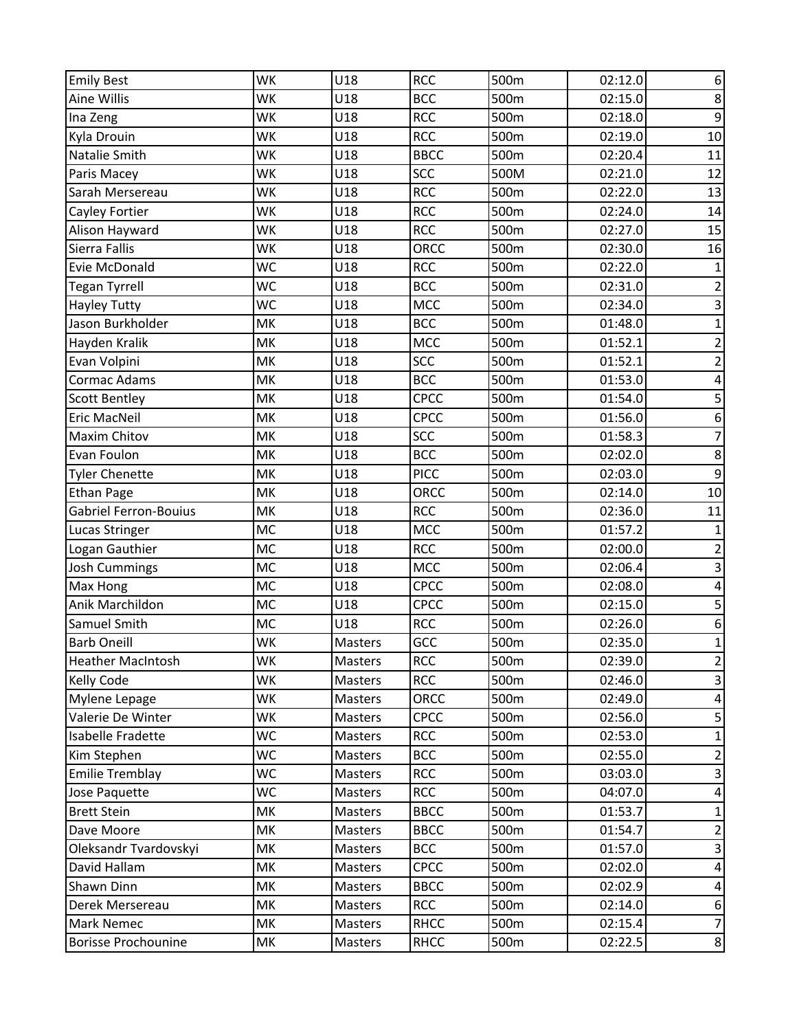| | | | | | | |
|---|---|---|---|---|---|---|
| Emily Best | WK | U18 | RCC | 500m | 02:12.0 | 6 |
| Aine Willis | WK | U18 | BCC | 500m | 02:15.0 | 8 |
| Ina Zeng | WK | U18 | RCC | 500m | 02:18.0 | 9 |
| Kyla Drouin | WK | U18 | RCC | 500m | 02:19.0 | 10 |
| Natalie Smith | WK | U18 | BBCC | 500m | 02:20.4 | 11 |
| Paris Macey | WK | U18 | SCC | 500M | 02:21.0 | 12 |
| Sarah Mersereau | WK | U18 | RCC | 500m | 02:22.0 | 13 |
| Cayley Fortier | WK | U18 | RCC | 500m | 02:24.0 | 14 |
| Alison Hayward | WK | U18 | RCC | 500m | 02:27.0 | 15 |
| Sierra Fallis | WK | U18 | ORCC | 500m | 02:30.0 | 16 |
| Evie McDonald | WC | U18 | RCC | 500m | 02:22.0 | 1 |
| Tegan Tyrrell | WC | U18 | BCC | 500m | 02:31.0 | 2 |
| Hayley Tutty | WC | U18 | MCC | 500m | 02:34.0 | 3 |
| Jason Burkholder | MK | U18 | BCC | 500m | 01:48.0 | 1 |
| Hayden Kralik | MK | U18 | MCC | 500m | 01:52.1 | 2 |
| Evan Volpini | MK | U18 | SCC | 500m | 01:52.1 | 2 |
| Cormac Adams | MK | U18 | BCC | 500m | 01:53.0 | 4 |
| Scott Bentley | MK | U18 | CPCC | 500m | 01:54.0 | 5 |
| Eric MacNeil | MK | U18 | CPCC | 500m | 01:56.0 | 6 |
| Maxim Chitov | MK | U18 | SCC | 500m | 01:58.3 | 7 |
| Evan Foulon | MK | U18 | BCC | 500m | 02:02.0 | 8 |
| Tyler Chenette | MK | U18 | PICC | 500m | 02:03.0 | 9 |
| Ethan Page | MK | U18 | ORCC | 500m | 02:14.0 | 10 |
| Gabriel Ferron-Bouius | MK | U18 | RCC | 500m | 02:36.0 | 11 |
| Lucas Stringer | MC | U18 | MCC | 500m | 01:57.2 | 1 |
| Logan Gauthier | MC | U18 | RCC | 500m | 02:00.0 | 2 |
| Josh Cummings | MC | U18 | MCC | 500m | 02:06.4 | 3 |
| Max Hong | MC | U18 | CPCC | 500m | 02:08.0 | 4 |
| Anik Marchildon | MC | U18 | CPCC | 500m | 02:15.0 | 5 |
| Samuel Smith | MC | U18 | RCC | 500m | 02:26.0 | 6 |
| Barb Oneill | WK | Masters | GCC | 500m | 02:35.0 | 1 |
| Heather MacIntosh | WK | Masters | RCC | 500m | 02:39.0 | 2 |
| Kelly Code | WK | Masters | RCC | 500m | 02:46.0 | 3 |
| Mylene Lepage | WK | Masters | ORCC | 500m | 02:49.0 | 4 |
| Valerie De Winter | WK | Masters | CPCC | 500m | 02:56.0 | 5 |
| Isabelle Fradette | WC | Masters | RCC | 500m | 02:53.0 | 1 |
| Kim Stephen | WC | Masters | BCC | 500m | 02:55.0 | 2 |
| Emilie Tremblay | WC | Masters | RCC | 500m | 03:03.0 | 3 |
| Jose Paquette | WC | Masters | RCC | 500m | 04:07.0 | 4 |
| Brett Stein | MK | Masters | BBCC | 500m | 01:53.7 | 1 |
| Dave Moore | MK | Masters | BBCC | 500m | 01:54.7 | 2 |
| Oleksandr Tvardovskyi | MK | Masters | BCC | 500m | 01:57.0 | 3 |
| David Hallam | MK | Masters | CPCC | 500m | 02:02.0 | 4 |
| Shawn Dinn | MK | Masters | BBCC | 500m | 02:02.9 | 4 |
| Derek Mersereau | MK | Masters | RCC | 500m | 02:14.0 | 6 |
| Mark Nemec | MK | Masters | RHCC | 500m | 02:15.4 | 7 |
| Borisse Prochounine | MK | Masters | RHCC | 500m | 02:22.5 | 8 |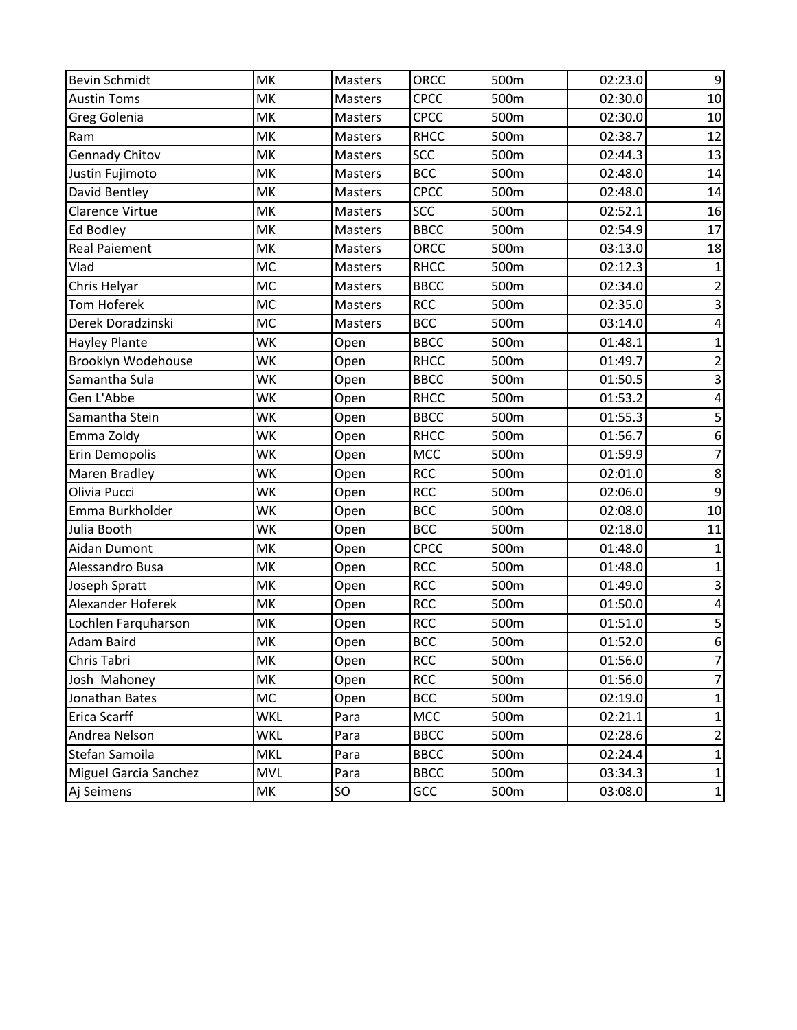| | | | | | | |
|---|---|---|---|---|---|---|
| Bevin Schmidt | MK | Masters | ORCC | 500m | 02:23.0 | 9 |
| Austin Toms | MK | Masters | CPCC | 500m | 02:30.0 | 10 |
| Greg Golenia | MK | Masters | CPCC | 500m | 02:30.0 | 10 |
| Ram | MK | Masters | RHCC | 500m | 02:38.7 | 12 |
| Gennady Chitov | MK | Masters | SCC | 500m | 02:44.3 | 13 |
| Justin Fujimoto | MK | Masters | BCC | 500m | 02:48.0 | 14 |
| David Bentley | MK | Masters | CPCC | 500m | 02:48.0 | 14 |
| Clarence Virtue | MK | Masters | SCC | 500m | 02:52.1 | 16 |
| Ed Bodley | MK | Masters | BBCC | 500m | 02:54.9 | 17 |
| Real Paiement | MK | Masters | ORCC | 500m | 03:13.0 | 18 |
| Vlad | MC | Masters | RHCC | 500m | 02:12.3 | 1 |
| Chris Helyar | MC | Masters | BBCC | 500m | 02:34.0 | 2 |
| Tom Hoferek | MC | Masters | RCC | 500m | 02:35.0 | 3 |
| Derek Doradzinski | MC | Masters | BCC | 500m | 03:14.0 | 4 |
| Hayley Plante | WK | Open | BBCC | 500m | 01:48.1 | 1 |
| Brooklyn Wodehouse | WK | Open | RHCC | 500m | 01:49.7 | 2 |
| Samantha Sula | WK | Open | BBCC | 500m | 01:50.5 | 3 |
| Gen L'Abbe | WK | Open | RHCC | 500m | 01:53.2 | 4 |
| Samantha Stein | WK | Open | BBCC | 500m | 01:55.3 | 5 |
| Emma Zoldy | WK | Open | RHCC | 500m | 01:56.7 | 6 |
| Erin Demopolis | WK | Open | MCC | 500m | 01:59.9 | 7 |
| Maren Bradley | WK | Open | RCC | 500m | 02:01.0 | 8 |
| Olivia Pucci | WK | Open | RCC | 500m | 02:06.0 | 9 |
| Emma Burkholder | WK | Open | BCC | 500m | 02:08.0 | 10 |
| Julia Booth | WK | Open | BCC | 500m | 02:18.0 | 11 |
| Aidan Dumont | MK | Open | CPCC | 500m | 01:48.0 | 1 |
| Alessandro Busa | MK | Open | RCC | 500m | 01:48.0 | 1 |
| Joseph Spratt | MK | Open | RCC | 500m | 01:49.0 | 3 |
| Alexander Hoferek | MK | Open | RCC | 500m | 01:50.0 | 4 |
| Lochlen Farquharson | MK | Open | RCC | 500m | 01:51.0 | 5 |
| Adam Baird | MK | Open | BCC | 500m | 01:52.0 | 6 |
| Chris Tabri | MK | Open | RCC | 500m | 01:56.0 | 7 |
| Josh Mahoney | MK | Open | RCC | 500m | 01:56.0 | 7 |
| Jonathan Bates | MC | Open | BCC | 500m | 02:19.0 | 1 |
| Erica Scarff | WKL | Para | MCC | 500m | 02:21.1 | 1 |
| Andrea Nelson | WKL | Para | BBCC | 500m | 02:28.6 | 2 |
| Stefan Samoila | MKL | Para | BBCC | 500m | 02:24.4 | 1 |
| Miguel Garcia Sanchez | MVL | Para | BBCC | 500m | 03:34.3 | 1 |
| Aj Seimens | MK | SO | GCC | 500m | 03:08.0 | 1 |